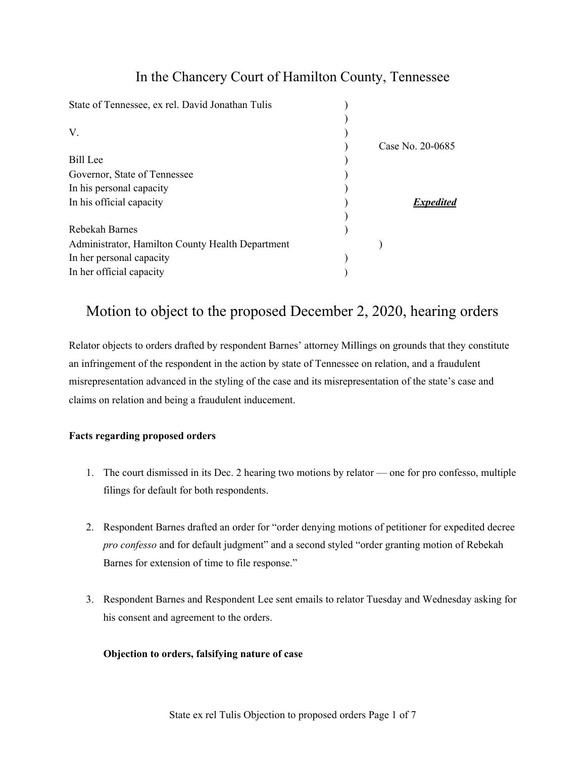# In the Chancery Court of Hamilton County, Tennessee

| | | |
|---|---|---|
| State of Tennessee, ex rel. David Jonathan Tulis | ) | |
| | ) | |
| V. | ) | |
| | ) | Case No. 20-0685 |
| Bill Lee | ) | |
| Governor, State of Tennessee | ) | |
| In his personal capacity | ) | |
| In his official capacity | ) | ***Expedited*** |
| | ) | |
| Rebekah Barnes | ) | |
| Administrator, Hamilton County Health Department | ) | |
| In her personal capacity | ) | |
| In her official capacity | ) | |

## Motion to object to the proposed December 2, 2020, hearing orders

Relator objects to orders drafted by respondent Barnes' attorney Millings on grounds that they constitute an infringement of the respondent in the action by state of Tennessee on relation, and a fraudulent misrepresentation advanced in the styling of the case and its misrepresentation of the state's case and claims on relation and being a fraudulent inducement.

**Facts regarding proposed orders**

1. The court dismissed in its Dec. 2 hearing two motions by relator — one for pro confesso, multiple filings for default for both respondents.
2. Respondent Barnes drafted an order for "order denying motions of petitioner for expedited decree *pro confesso* and for default judgment" and a second styled "order granting motion of Rebekah Barnes for extension of time to file response."
3. Respondent Barnes and Respondent Lee sent emails to relator Tuesday and Wednesday asking for his consent and agreement to the orders.

**Objection to orders, falsifying nature of case**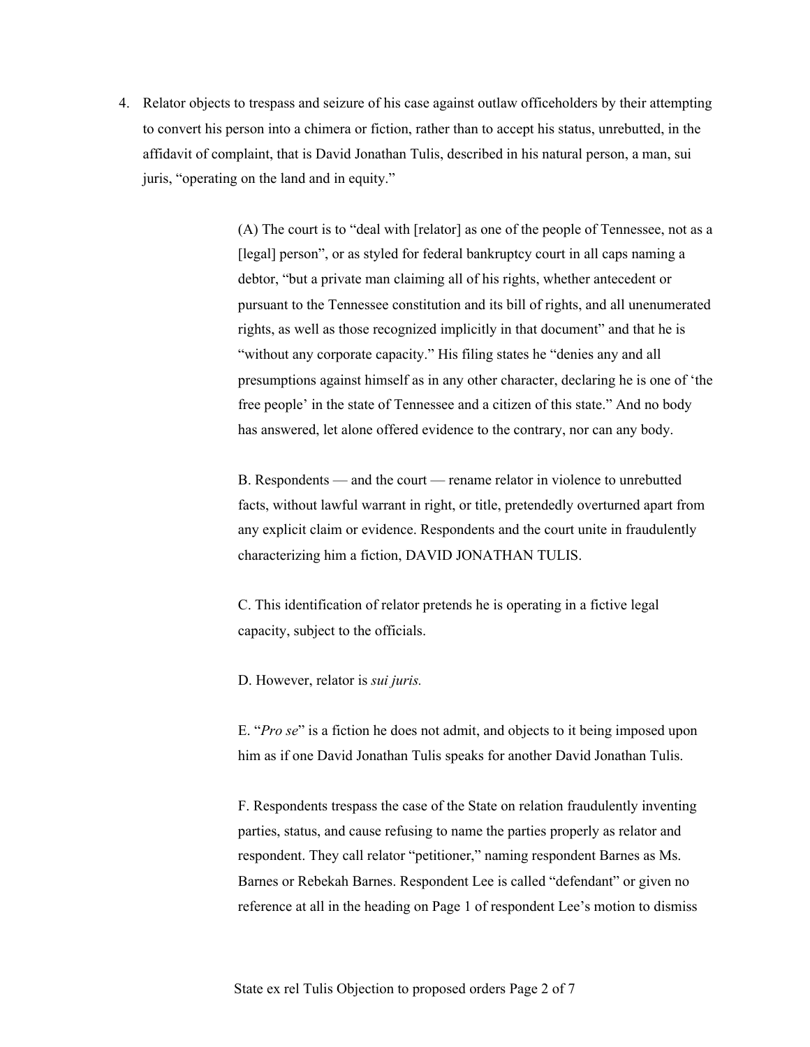4. Relator objects to trespass and seizure of his case against outlaw officeholders by their attempting to convert his person into a chimera or fiction, rather than to accept his status, unrebutted, in the affidavit of complaint, that is David Jonathan Tulis, described in his natural person, a man, sui juris, "operating on the land and in equity."

   (A) The court is to "deal with [relator] as one of the people of Tennessee, not as a [legal] person", or as styled for federal bankruptcy court in all caps naming a debtor, "but a private man claiming all of his rights, whether antecedent or pursuant to the Tennessee constitution and its bill of rights, and all unenumerated rights, as well as those recognized implicitly in that document" and that he is "without any corporate capacity." His filing states he "denies any and all presumptions against himself as in any other character, declaring he is one of 'the free people' in the state of Tennessee and a citizen of this state." And no body has answered, let alone offered evidence to the contrary, nor can any body.

   B. Respondents — and the court — rename relator in violence to unrebutted facts, without lawful warrant in right, or title, pretendedly overturned apart from any explicit claim or evidence. Respondents and the court unite in fraudulently characterizing him a fiction, DAVID JONATHAN TULIS.

   C. This identification of relator pretends he is operating in a fictive legal capacity, subject to the officials.

   D. However, relator is *sui juris.*

   E. "*Pro se*" is a fiction he does not admit, and objects to it being imposed upon him as if one David Jonathan Tulis speaks for another David Jonathan Tulis.

   F. Respondents trespass the case of the State on relation fraudulently inventing parties, status, and cause refusing to name the parties properly as relator and respondent. They call relator "petitioner," naming respondent Barnes as Ms. Barnes or Rebekah Barnes. Respondent Lee is called "defendant" or given no reference at all in the heading on Page 1 of respondent Lee's motion to dismiss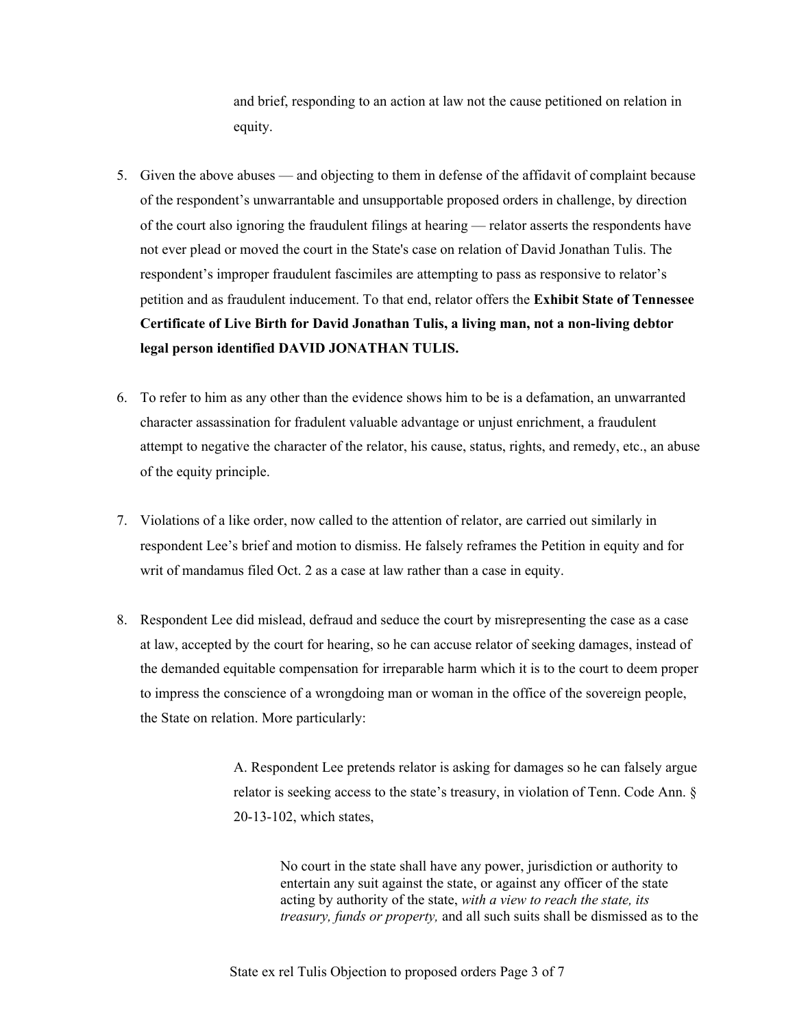and brief, responding to an action at law not the cause petitioned on relation in equity.

5. Given the above abuses — and objecting to them in defense of the affidavit of complaint because of the respondent's unwarrantable and unsupportable proposed orders in challenge, by direction of the court also ignoring the fraudulent filings at hearing — relator asserts the respondents have not ever plead or moved the court in the State's case on relation of David Jonathan Tulis. The respondent's improper fraudulent fascimiles are attempting to pass as responsive to relator's petition and as fraudulent inducement. To that end, relator offers the **Exhibit State of Tennessee Certificate of Live Birth for David Jonathan Tulis, a living man, not a non-living debtor legal person identified DAVID JONATHAN TULIS.**

6. To refer to him as any other than the evidence shows him to be is a defamation, an unwarranted character assassination for fradulent valuable advantage or unjust enrichment, a fraudulent attempt to negative the character of the relator, his cause, status, rights, and remedy, etc., an abuse of the equity principle.

7. Violations of a like order, now called to the attention of relator, are carried out similarly in respondent Lee's brief and motion to dismiss. He falsely reframes the Petition in equity and for writ of mandamus filed Oct. 2 as a case at law rather than a case in equity.

8. Respondent Lee did mislead, defraud and seduce the court by misrepresenting the case as a case at law, accepted by the court for hearing, so he can accuse relator of seeking damages, instead of the demanded equitable compensation for irreparable harm which it is to the court to deem proper to impress the conscience of a wrongdoing man or woman in the office of the sovereign people, the State on relation. More particularly:

   A. Respondent Lee pretends relator is asking for damages so he can falsely argue relator is seeking access to the state's treasury, in violation of Tenn. Code Ann. § 20-13-102, which states,

   > No court in the state shall have any power, jurisdiction or authority to entertain any suit against the state, or against any officer of the state acting by authority of the state, *with a view to reach the state, its treasury, funds or property,* and all such suits shall be dismissed as to the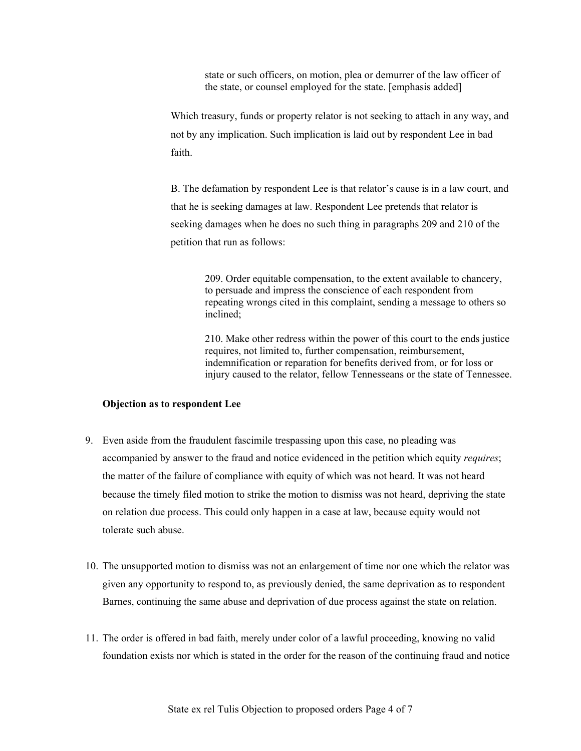> state or such officers, on motion, plea or demurrer of the law officer of the state, or counsel employed for the state. [emphasis added]

Which treasury, funds or property relator is not seeking to attach in any way, and not by any implication. Such implication is laid out by respondent Lee in bad faith.

B. The defamation by respondent Lee is that relator's cause is in a law court, and that he is seeking damages at law. Respondent Lee pretends that relator is seeking damages when he does no such thing in paragraphs 209 and 210 of the petition that run as follows:

> 209. Order equitable compensation, to the extent available to chancery, to persuade and impress the conscience of each respondent from repeating wrongs cited in this complaint, sending a message to others so inclined;
>
> 210. Make other redress within the power of this court to the ends justice requires, not limited to, further compensation, reimbursement, indemnification or reparation for benefits derived from, or for loss or injury caused to the relator, fellow Tennesseans or the state of Tennessee.

**Objection as to respondent Lee**

9. Even aside from the fraudulent fascimile trespassing upon this case, no pleading was accompanied by answer to the fraud and notice evidenced in the petition which equity *requires*; the matter of the failure of compliance with equity of which was not heard. It was not heard because the timely filed motion to strike the motion to dismiss was not heard, depriving the state on relation due process. This could only happen in a case at law, because equity would not tolerate such abuse.

10. The unsupported motion to dismiss was not an enlargement of time nor one which the relator was given any opportunity to respond to, as previously denied, the same deprivation as to respondent Barnes, continuing the same abuse and deprivation of due process against the state on relation.

11. The order is offered in bad faith, merely under color of a lawful proceeding, knowing no valid foundation exists nor which is stated in the order for the reason of the continuing fraud and notice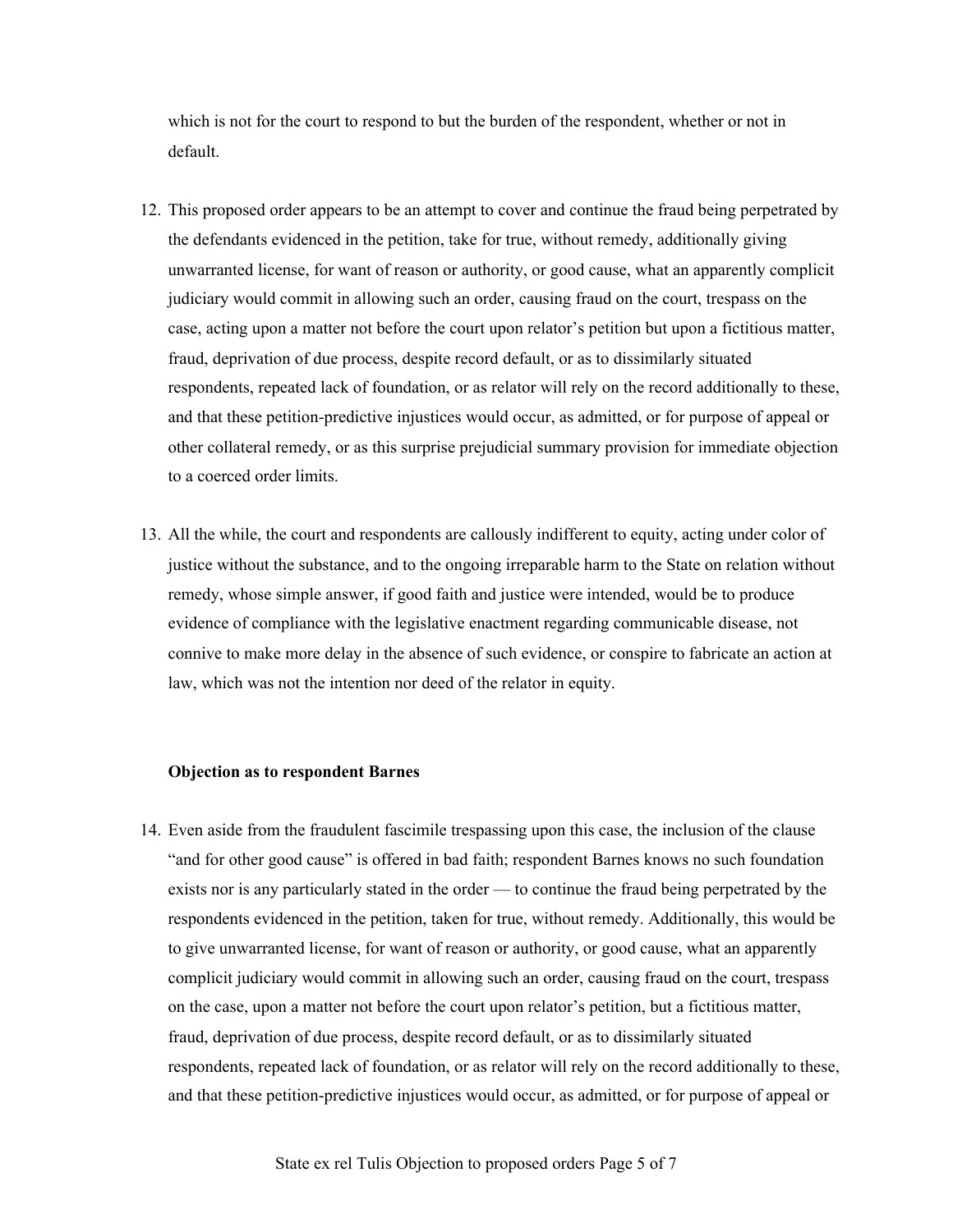which is not for the court to respond to but the burden of the respondent, whether or not in default.

12. This proposed order appears to be an attempt to cover and continue the fraud being perpetrated by the defendants evidenced in the petition, take for true, without remedy, additionally giving unwarranted license, for want of reason or authority, or good cause, what an apparently complicit judiciary would commit in allowing such an order, causing fraud on the court, trespass on the case, acting upon a matter not before the court upon relator's petition but upon a fictitious matter, fraud, deprivation of due process, despite record default, or as to dissimilarly situated respondents, repeated lack of foundation, or as relator will rely on the record additionally to these, and that these petition-predictive injustices would occur, as admitted, or for purpose of appeal or other collateral remedy, or as this surprise prejudicial summary provision for immediate objection to a coerced order limits.

13. All the while, the court and respondents are callously indifferent to equity, acting under color of justice without the substance, and to the ongoing irreparable harm to the State on relation without remedy, whose simple answer, if good faith and justice were intended, would be to produce evidence of compliance with the legislative enactment regarding communicable disease, not connive to make more delay in the absence of such evidence, or conspire to fabricate an action at law, which was not the intention nor deed of the relator in equity.

**Objection as to respondent Barnes**

14. Even aside from the fraudulent fascimile trespassing upon this case, the inclusion of the clause "and for other good cause" is offered in bad faith; respondent Barnes knows no such foundation exists nor is any particularly stated in the order — to continue the fraud being perpetrated by the respondents evidenced in the petition, taken for true, without remedy. Additionally, this would be to give unwarranted license, for want of reason or authority, or good cause, what an apparently complicit judiciary would commit in allowing such an order, causing fraud on the court, trespass on the case, upon a matter not before the court upon relator's petition, but a fictitious matter, fraud, deprivation of due process, despite record default, or as to dissimilarly situated respondents, repeated lack of foundation, or as relator will rely on the record additionally to these, and that these petition-predictive injustices would occur, as admitted, or for purpose of appeal or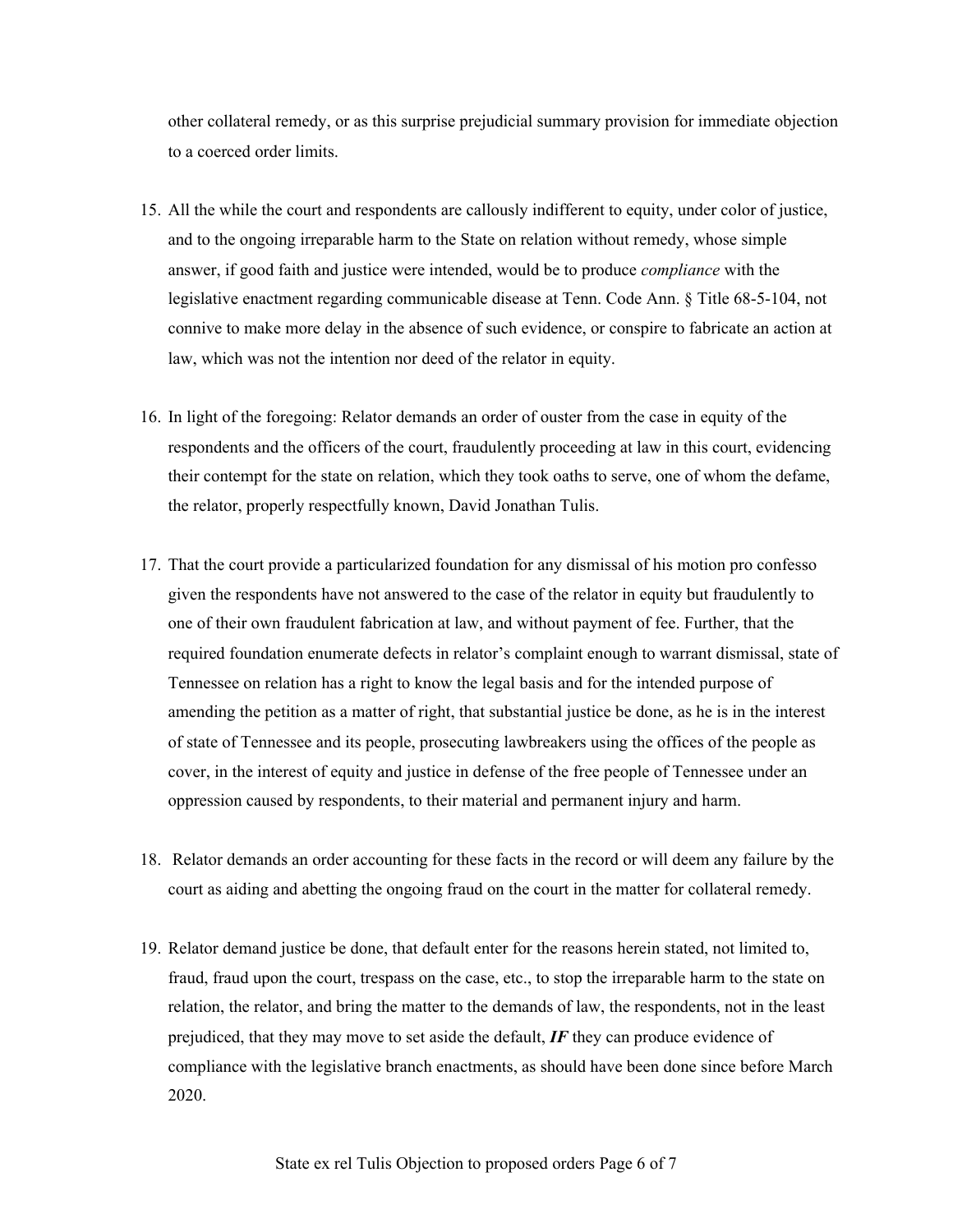other collateral remedy, or as this surprise prejudicial summary provision for immediate objection to a coerced order limits.

15. All the while the court and respondents are callously indifferent to equity, under color of justice, and to the ongoing irreparable harm to the State on relation without remedy, whose simple answer, if good faith and justice were intended, would be to produce *compliance* with the legislative enactment regarding communicable disease at Tenn. Code Ann. § Title 68-5-104, not connive to make more delay in the absence of such evidence, or conspire to fabricate an action at law, which was not the intention nor deed of the relator in equity.

16. In light of the foregoing: Relator demands an order of ouster from the case in equity of the respondents and the officers of the court, fraudulently proceeding at law in this court, evidencing their contempt for the state on relation, which they took oaths to serve, one of whom the defame, the relator, properly respectfully known, David Jonathan Tulis.

17. That the court provide a particularized foundation for any dismissal of his motion pro confesso given the respondents have not answered to the case of the relator in equity but fraudulently to one of their own fraudulent fabrication at law, and without payment of fee. Further, that the required foundation enumerate defects in relator's complaint enough to warrant dismissal, state of Tennessee on relation has a right to know the legal basis and for the intended purpose of amending the petition as a matter of right, that substantial justice be done, as he is in the interest of state of Tennessee and its people, prosecuting lawbreakers using the offices of the people as cover, in the interest of equity and justice in defense of the free people of Tennessee under an oppression caused by respondents, to their material and permanent injury and harm.

18. Relator demands an order accounting for these facts in the record or will deem any failure by the court as aiding and abetting the ongoing fraud on the court in the matter for collateral remedy.

19. Relator demand justice be done, that default enter for the reasons herein stated, not limited to, fraud, fraud upon the court, trespass on the case, etc., to stop the irreparable harm to the state on relation, the relator, and bring the matter to the demands of law, the respondents, not in the least prejudiced, that they may move to set aside the default, ***IF*** they can produce evidence of compliance with the legislative branch enactments, as should have been done since before March 2020.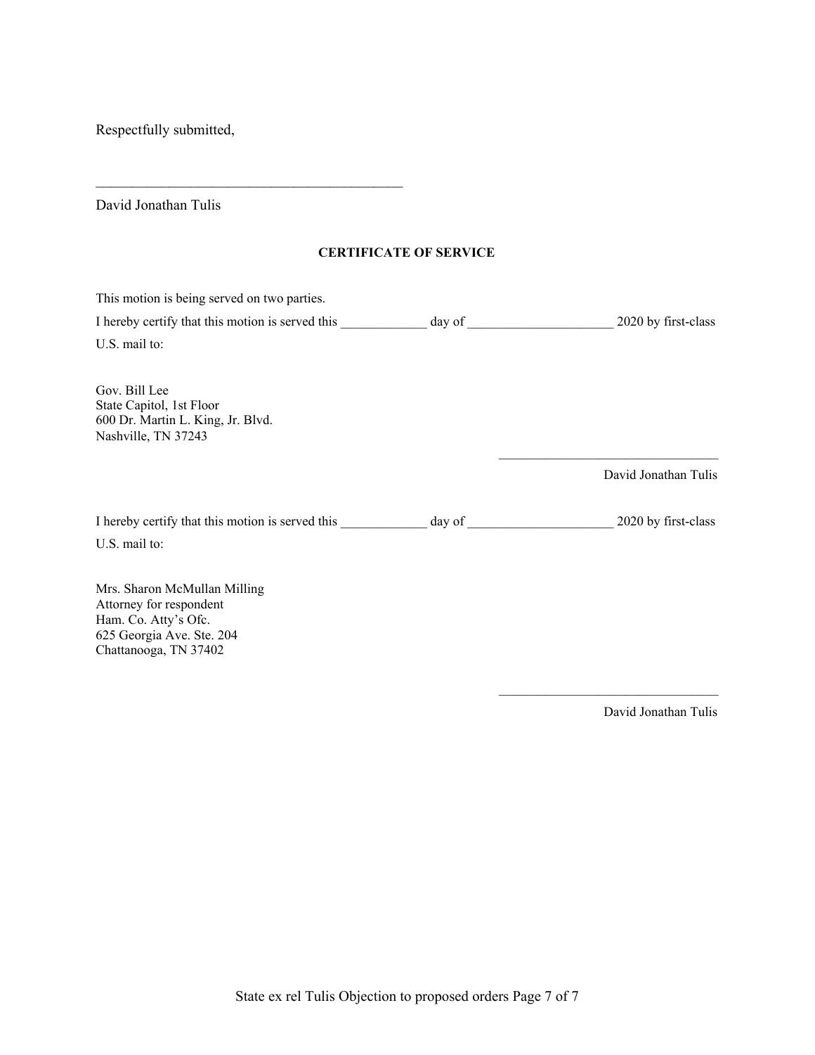Respectfully submitted,

\_\_\_\_\_\_\_\_\_\_\_\_\_\_\_\_\_\_\_\_\_\_\_\_\_\_\_\_\_\_\_\_\_\_\_\_\_\_\_\_\_\_\_\_

David Jonathan Tulis

**CERTIFICATE OF SERVICE**

This motion is being served on two parties.

I hereby certify that this motion is served this _____________ day of ______________________ 2020 by first-class U.S. mail to:

Gov. Bill Lee
State Capitol, 1st Floor
600 Dr. Martin L. King, Jr. Blvd.
Nashville, TN 37243

\_\_\_\_\_\_\_\_\_\_\_\_\_\_\_\_\_\_\_\_\_\_\_\_\_\_\_\_\_\_\_\_\_\_

David Jonathan Tulis

I hereby certify that this motion is served this _____________ day of ______________________ 2020 by first-class U.S. mail to:

Mrs. Sharon McMullan Milling
Attorney for respondent
Ham. Co. Atty's Ofc.
625 Georgia Ave. Ste. 204
Chattanooga, TN 37402

\_\_\_\_\_\_\_\_\_\_\_\_\_\_\_\_\_\_\_\_\_\_\_\_\_\_\_\_\_\_\_\_\_\_

David Jonathan Tulis